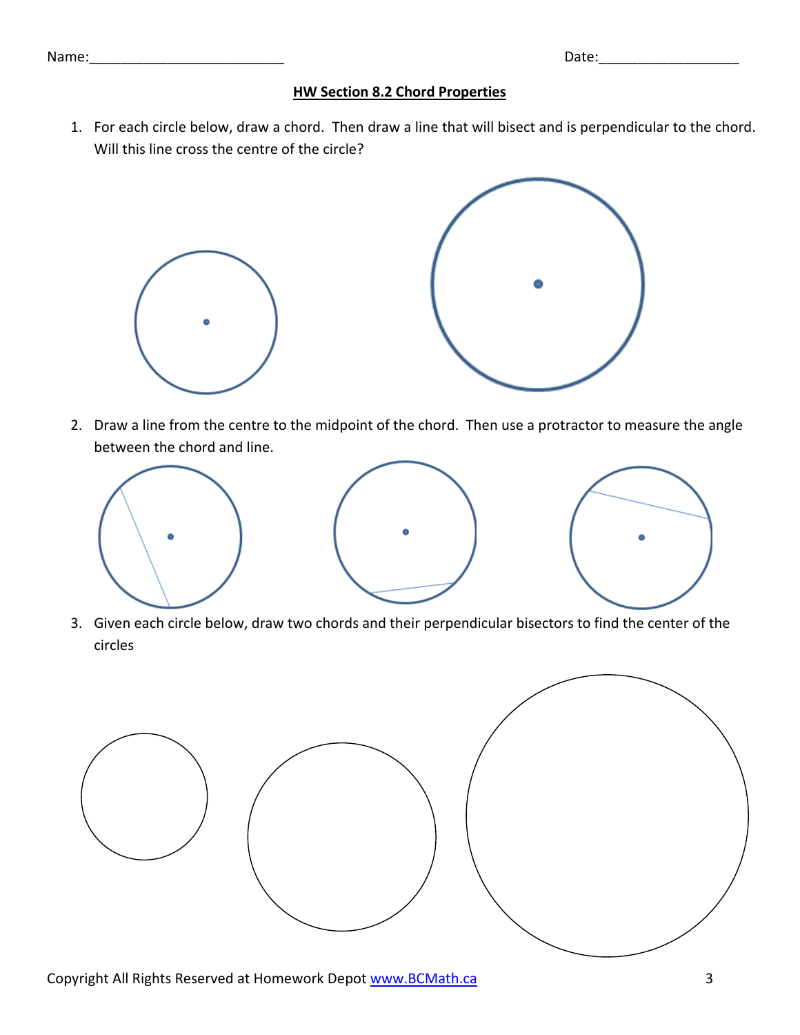Name:_________________________ Date:__________________

**HW Section 8.2 Chord Properties**

1. For each circle below, draw a chord. Then draw a line that will bisect and is perpendicular to the chord. Will this line cross the centre of the circle?

2. Draw a line from the centre to the midpoint of the chord. Then use a protractor to measure the angle between the chord and line.

3. Given each circle below, draw two chords and their perpendicular bisectors to find the center of the circles

Copyright All Rights Reserved at Homework Depot [www.BCMath.ca](http://www.BCMath.ca)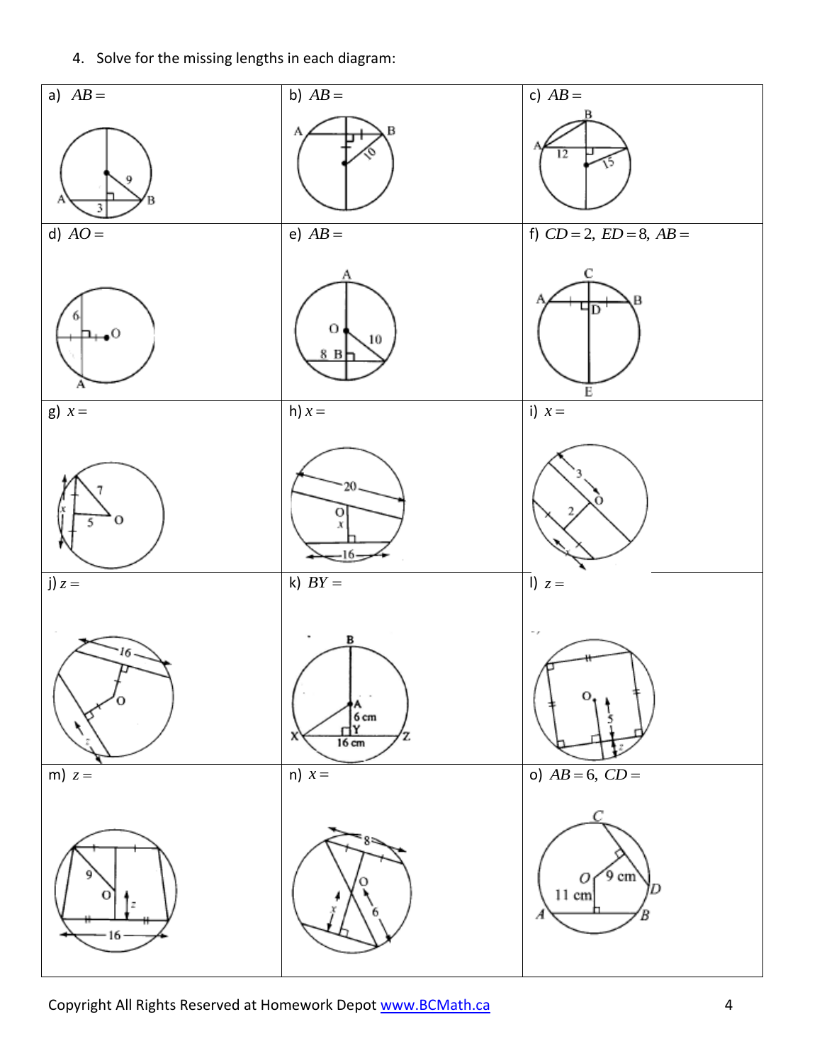4. Solve for the missing lengths in each diagram:

| a) $AB =$ | b) $AB =$ | c) $AB =$ |
| --- | --- | --- |
| d) $AO =$ | e) $AB =$ | f) $CD = 2,\ ED = 8,\ AB =$ |
| g) $x =$ | h) $x =$ | i) $x =$ |
| j) $z =$ | k) $BY =$ | l) $z =$ |
| m) $z =$ | n) $x =$ | o) $AB = 6,\ CD =$ |

Copyright All Rights Reserved at Homework Depot www.BCMath.ca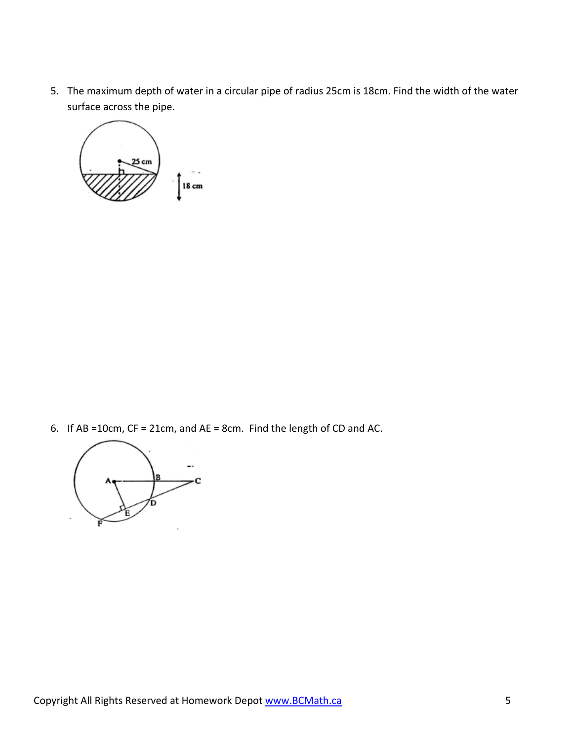5. The maximum depth of water in a circular pipe of radius 25cm is 18cm. Find the width of the water surface across the pipe.

25 cm

18 cm

6. If AB =10cm, CF = 21cm, and AE = 8cm. Find the length of CD and AC.

A

B

C

D

E

F